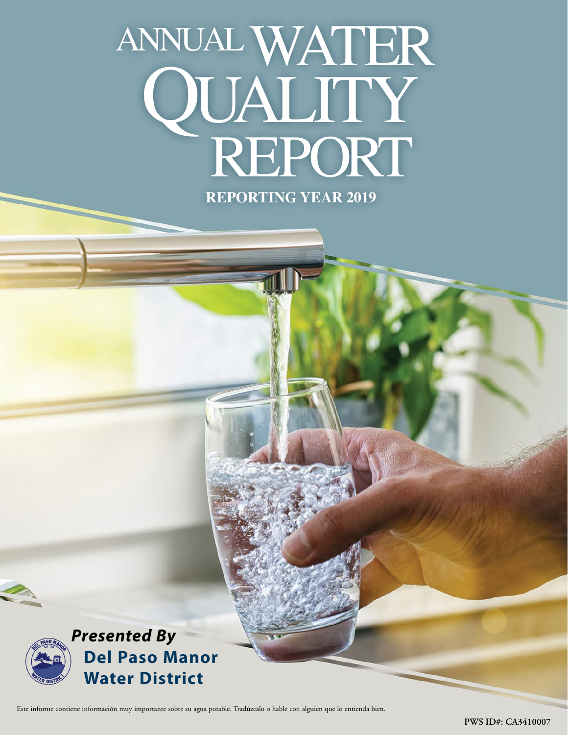# ANNUAL WATER QUALITY REPORT

**REPORTING YEAR 2019**

***Presented By***

**Del Paso Manor Water District**

Este informe contiene información muy importante sobre su agua potable. Tradúzcalo o hable con alguien que lo entienda bien.

**PWS ID#: CA3410007**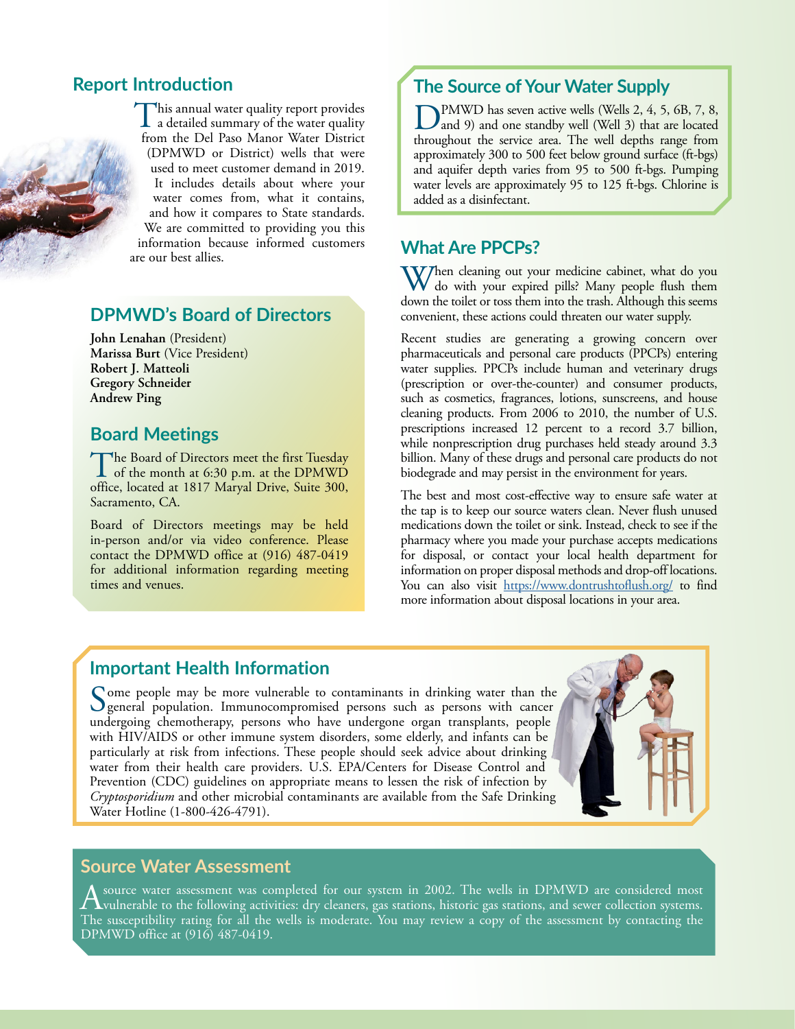## Report Introduction

This annual water quality report provides a detailed summary of the water quality from the Del Paso Manor Water District (DPMWD or District) wells that were used to meet customer demand in 2019. It includes details about where your water comes from, what it contains, and how it compares to State standards. We are committed to providing you this information because informed customers are our best allies.

## DPMWD's Board of Directors

**John Lenahan** (President)
**Marissa Burt** (Vice President)
**Robert J. Matteoli**
**Gregory Schneider**
**Andrew Ping**

## Board Meetings

The Board of Directors meet the first Tuesday of the month at 6:30 p.m. at the DPMWD office, located at 1817 Maryal Drive, Suite 300, Sacramento, CA.

Board of Directors meetings may be held in-person and/or via video conference. Please contact the DPMWD office at (916) 487-0419 for additional information regarding meeting times and venues.

## The Source of Your Water Supply

DPMWD has seven active wells (Wells 2, 4, 5, 6B, 7, 8, and 9) and one standby well (Well 3) that are located throughout the service area. The well depths range from approximately 300 to 500 feet below ground surface (ft-bgs) and aquifer depth varies from 95 to 500 ft-bgs. Pumping water levels are approximately 95 to 125 ft-bgs. Chlorine is added as a disinfectant.

## What Are PPCPs?

When cleaning out your medicine cabinet, what do you do with your expired pills? Many people flush them down the toilet or toss them into the trash. Although this seems convenient, these actions could threaten our water supply.

Recent studies are generating a growing concern over pharmaceuticals and personal care products (PPCPs) entering water supplies. PPCPs include human and veterinary drugs (prescription or over-the-counter) and consumer products, such as cosmetics, fragrances, lotions, sunscreens, and house cleaning products. From 2006 to 2010, the number of U.S. prescriptions increased 12 percent to a record 3.7 billion, while nonprescription drug purchases held steady around 3.3 billion. Many of these drugs and personal care products do not biodegrade and may persist in the environment for years.

The best and most cost-effective way to ensure safe water at the tap is to keep our source waters clean. Never flush unused medications down the toilet or sink. Instead, check to see if the pharmacy where you made your purchase accepts medications for disposal, or contact your local health department for information on proper disposal methods and drop-off locations. You can also visit https://www.dontrushtoflush.org/ to find more information about disposal locations in your area.

## Important Health Information

Some people may be more vulnerable to contaminants in drinking water than the general population. Immunocompromised persons such as persons with cancer undergoing chemotherapy, persons who have undergone organ transplants, people with HIV/AIDS or other immune system disorders, some elderly, and infants can be particularly at risk from infections. These people should seek advice about drinking water from their health care providers. U.S. EPA/Centers for Disease Control and Prevention (CDC) guidelines on appropriate means to lessen the risk of infection by *Cryptosporidium* and other microbial contaminants are available from the Safe Drinking Water Hotline (1-800-426-4791).

## Source Water Assessment

A source water assessment was completed for our system in 2002. The wells in DPMWD are considered most vulnerable to the following activities: dry cleaners, gas stations, historic gas stations, and sewer collection systems. The susceptibility rating for all the wells is moderate. You may review a copy of the assessment by contacting the DPMWD office at (916) 487-0419.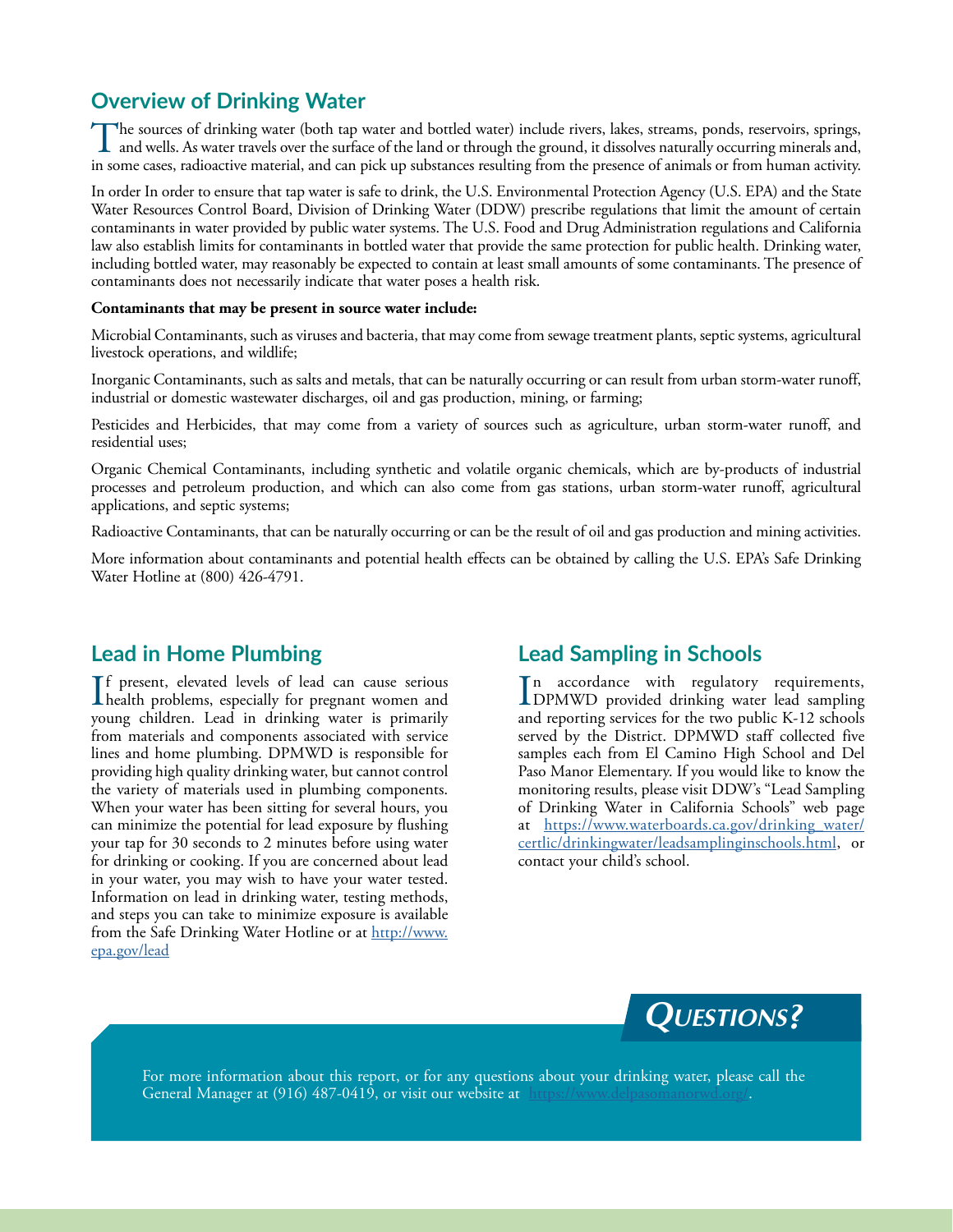## Overview of Drinking Water

The sources of drinking water (both tap water and bottled water) include rivers, lakes, streams, ponds, reservoirs, springs, and wells. As water travels over the surface of the land or through the ground, it dissolves naturally occurring minerals and, in some cases, radioactive material, and can pick up substances resulting from the presence of animals or from human activity.

In order In order to ensure that tap water is safe to drink, the U.S. Environmental Protection Agency (U.S. EPA) and the State Water Resources Control Board, Division of Drinking Water (DDW) prescribe regulations that limit the amount of certain contaminants in water provided by public water systems. The U.S. Food and Drug Administration regulations and California law also establish limits for contaminants in bottled water that provide the same protection for public health. Drinking water, including bottled water, may reasonably be expected to contain at least small amounts of some contaminants. The presence of contaminants does not necessarily indicate that water poses a health risk.

**Contaminants that may be present in source water include:**

Microbial Contaminants, such as viruses and bacteria, that may come from sewage treatment plants, septic systems, agricultural livestock operations, and wildlife;

Inorganic Contaminants, such as salts and metals, that can be naturally occurring or can result from urban storm-water runoff, industrial or domestic wastewater discharges, oil and gas production, mining, or farming;

Pesticides and Herbicides, that may come from a variety of sources such as agriculture, urban storm-water runoff, and residential uses;

Organic Chemical Contaminants, including synthetic and volatile organic chemicals, which are by-products of industrial processes and petroleum production, and which can also come from gas stations, urban storm-water runoff, agricultural applications, and septic systems;

Radioactive Contaminants, that can be naturally occurring or can be the result of oil and gas production and mining activities.

More information about contaminants and potential health effects can be obtained by calling the U.S. EPA's Safe Drinking Water Hotline at (800) 426-4791.

## Lead in Home Plumbing

If present, elevated levels of lead can cause serious health problems, especially for pregnant women and young children. Lead in drinking water is primarily from materials and components associated with service lines and home plumbing. DPMWD is responsible for providing high quality drinking water, but cannot control the variety of materials used in plumbing components. When your water has been sitting for several hours, you can minimize the potential for lead exposure by flushing your tap for 30 seconds to 2 minutes before using water for drinking or cooking. If you are concerned about lead in your water, you may wish to have your water tested. Information on lead in drinking water, testing methods, and steps you can take to minimize exposure is available from the Safe Drinking Water Hotline or at http://www.epa.gov/lead

## Lead Sampling in Schools

In accordance with regulatory requirements, DPMWD provided drinking water lead sampling and reporting services for the two public K-12 schools served by the District. DPMWD staff collected five samples each from El Camino High School and Del Paso Manor Elementary. If you would like to know the monitoring results, please visit DDW's "Lead Sampling of Drinking Water in California Schools" web page at https://www.waterboards.ca.gov/drinking_water/certlic/drinkingwater/leadsamplinginschools.html, or contact your child's school.

## Questions?

For more information about this report, or for any questions about your drinking water, please call the General Manager at (916) 487-0419, or visit our website at https://www.delpasomanorwd.org/.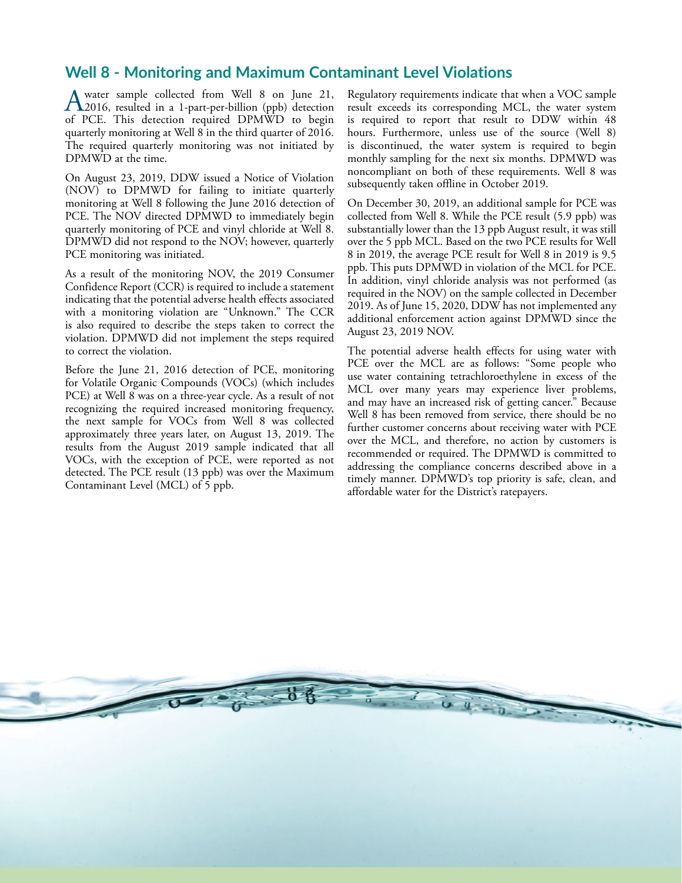## Well 8 - Monitoring and Maximum Contaminant Level Violations

A water sample collected from Well 8 on June 21, 2016, resulted in a 1-part-per-billion (ppb) detection of PCE. This detection required DPMWD to begin quarterly monitoring at Well 8 in the third quarter of 2016. The required quarterly monitoring was not initiated by DPMWD at the time.

On August 23, 2019, DDW issued a Notice of Violation (NOV) to DPMWD for failing to initiate quarterly monitoring at Well 8 following the June 2016 detection of PCE. The NOV directed DPMWD to immediately begin quarterly monitoring of PCE and vinyl chloride at Well 8. DPMWD did not respond to the NOV; however, quarterly PCE monitoring was initiated.

As a result of the monitoring NOV, the 2019 Consumer Confidence Report (CCR) is required to include a statement indicating that the potential adverse health effects associated with a monitoring violation are "Unknown." The CCR is also required to describe the steps taken to correct the violation. DPMWD did not implement the steps required to correct the violation.

Before the June 21, 2016 detection of PCE, monitoring for Volatile Organic Compounds (VOCs) (which includes PCE) at Well 8 was on a three-year cycle. As a result of not recognizing the required increased monitoring frequency, the next sample for VOCs from Well 8 was collected approximately three years later, on August 13, 2019. The results from the August 2019 sample indicated that all VOCs, with the exception of PCE, were reported as not detected. The PCE result (13 ppb) was over the Maximum Contaminant Level (MCL) of 5 ppb.

Regulatory requirements indicate that when a VOC sample result exceeds its corresponding MCL, the water system is required to report that result to DDW within 48 hours. Furthermore, unless use of the source (Well 8) is discontinued, the water system is required to begin monthly sampling for the next six months. DPMWD was noncompliant on both of these requirements. Well 8 was subsequently taken offline in October 2019.

On December 30, 2019, an additional sample for PCE was collected from Well 8. While the PCE result (5.9 ppb) was substantially lower than the 13 ppb August result, it was still over the 5 ppb MCL. Based on the two PCE results for Well 8 in 2019, the average PCE result for Well 8 in 2019 is 9.5 ppb. This puts DPMWD in violation of the MCL for PCE. In addition, vinyl chloride analysis was not performed (as required in the NOV) on the sample collected in December 2019. As of June 15, 2020, DDW has not implemented any additional enforcement action against DPMWD since the August 23, 2019 NOV.

The potential adverse health effects for using water with PCE over the MCL are as follows: "Some people who use water containing tetrachloroethylene in excess of the MCL over many years may experience liver problems, and may have an increased risk of getting cancer." Because Well 8 has been removed from service, there should be no further customer concerns about receiving water with PCE over the MCL, and therefore, no action by customers is recommended or required. The DPMWD is committed to addressing the compliance concerns described above in a timely manner. DPMWD's top priority is safe, clean, and affordable water for the District's ratepayers.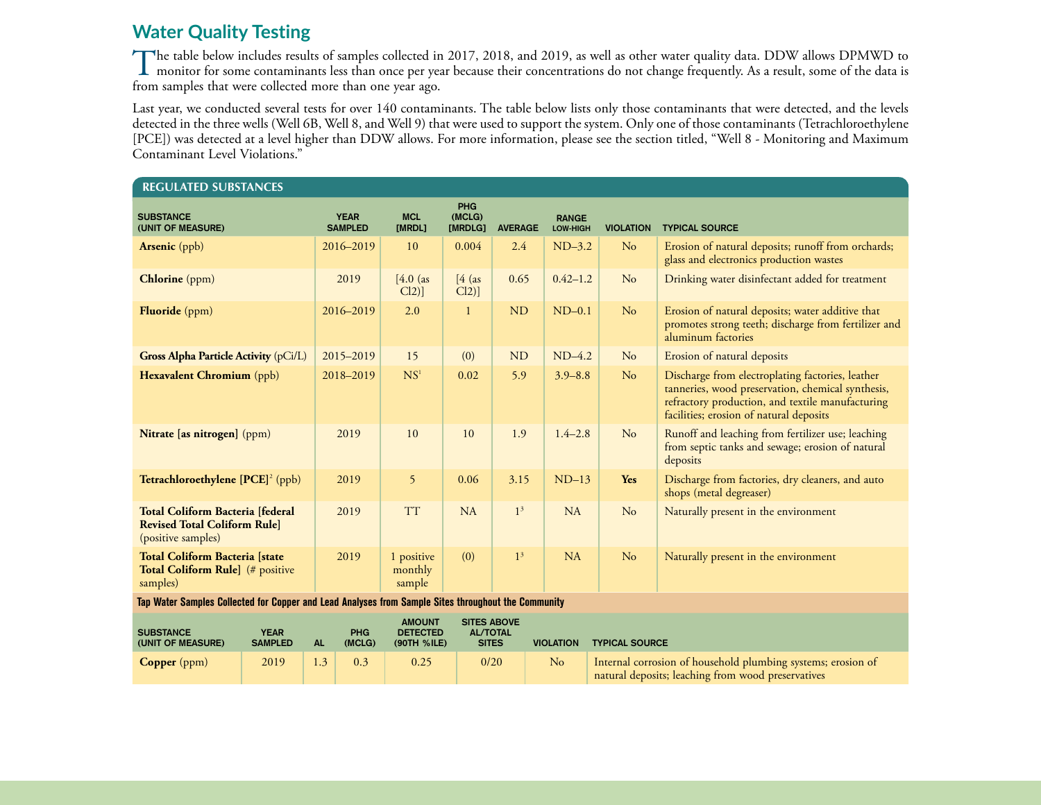## Water Quality Testing

The table below includes results of samples collected in 2017, 2018, and 2019, as well as other water quality data. DDW allows DPMWD to monitor for some contaminants less than once per year because their concentrations do not change frequently. As a result, some of the data is from samples that were collected more than one year ago.

Last year, we conducted several tests for over 140 contaminants. The table below lists only those contaminants that were detected, and the levels detected in the three wells (Well 6B, Well 8, and Well 9) that were used to support the system. Only one of those contaminants (Tetrachloroethylene [PCE]) was detected at a level higher than DDW allows. For more information, please see the section titled, "Well 8 - Monitoring and Maximum Contaminant Level Violations."

### REGULATED SUBSTANCES

| SUBSTANCE (UNIT OF MEASURE) | YEAR SAMPLED | MCL [MRDL] | PHG (MCLG) [MRDLG] | AVERAGE | RANGE LOW-HIGH | VIOLATION | TYPICAL SOURCE |
|---|---|---|---|---|---|---|---|
| **Arsenic** (ppb) | 2016–2019 | 10 | 0.004 | 2.4 | ND–3.2 | No | Erosion of natural deposits; runoff from orchards; glass and electronics production wastes |
| **Chlorine** (ppm) | 2019 | [4.0 (as Cl2)] | [4 (as Cl2)] | 0.65 | 0.42–1.2 | No | Drinking water disinfectant added for treatment |
| **Fluoride** (ppm) | 2016–2019 | 2.0 | 1 | ND | ND–0.1 | No | Erosion of natural deposits; water additive that promotes strong teeth; discharge from fertilizer and aluminum factories |
| **Gross Alpha Particle Activity** (pCi/L) | 2015–2019 | 15 | (0) | ND | ND–4.2 | No | Erosion of natural deposits |
| **Hexavalent Chromium** (ppb) | 2018–2019 | NS[1] | 0.02 | 5.9 | 3.9–8.8 | No | Discharge from electroplating factories, leather tanneries, wood preservation, chemical synthesis, refractory production, and textile manufacturing facilities; erosion of natural deposits |
| **Nitrate [as nitrogen]** (ppm) | 2019 | 10 | 10 | 1.9 | 1.4–2.8 | No | Runoff and leaching from fertilizer use; leaching from septic tanks and sewage; erosion of natural deposits |
| **Tetrachloroethylene [PCE]**[2] (ppb) | 2019 | 5 | 0.06 | 3.15 | ND–13 | **Yes** | Discharge from factories, dry cleaners, and auto shops (metal degreaser) |
| **Total Coliform Bacteria [federal Revised Total Coliform Rule]** (positive samples) | 2019 | TT | NA | 1[3] | NA | No | Naturally present in the environment |
| **Total Coliform Bacteria [state Total Coliform Rule]** (# positive samples) | 2019 | 1 positive monthly sample | (0) | 1[3] | NA | No | Naturally present in the environment |

**Tap Water Samples Collected for Copper and Lead Analyses from Sample Sites throughout the Community**

| SUBSTANCE (UNIT OF MEASURE) | YEAR SAMPLED | AL | PHG (MCLG) | AMOUNT DETECTED (90TH %ILE) | SITES ABOVE AL/TOTAL SITES | VIOLATION | TYPICAL SOURCE |
|---|---|---|---|---|---|---|---|
| **Copper** (ppm) | 2019 | 1.3 | 0.3 | 0.25 | 0/20 | No | Internal corrosion of household plumbing systems; erosion of natural deposits; leaching from wood preservatives |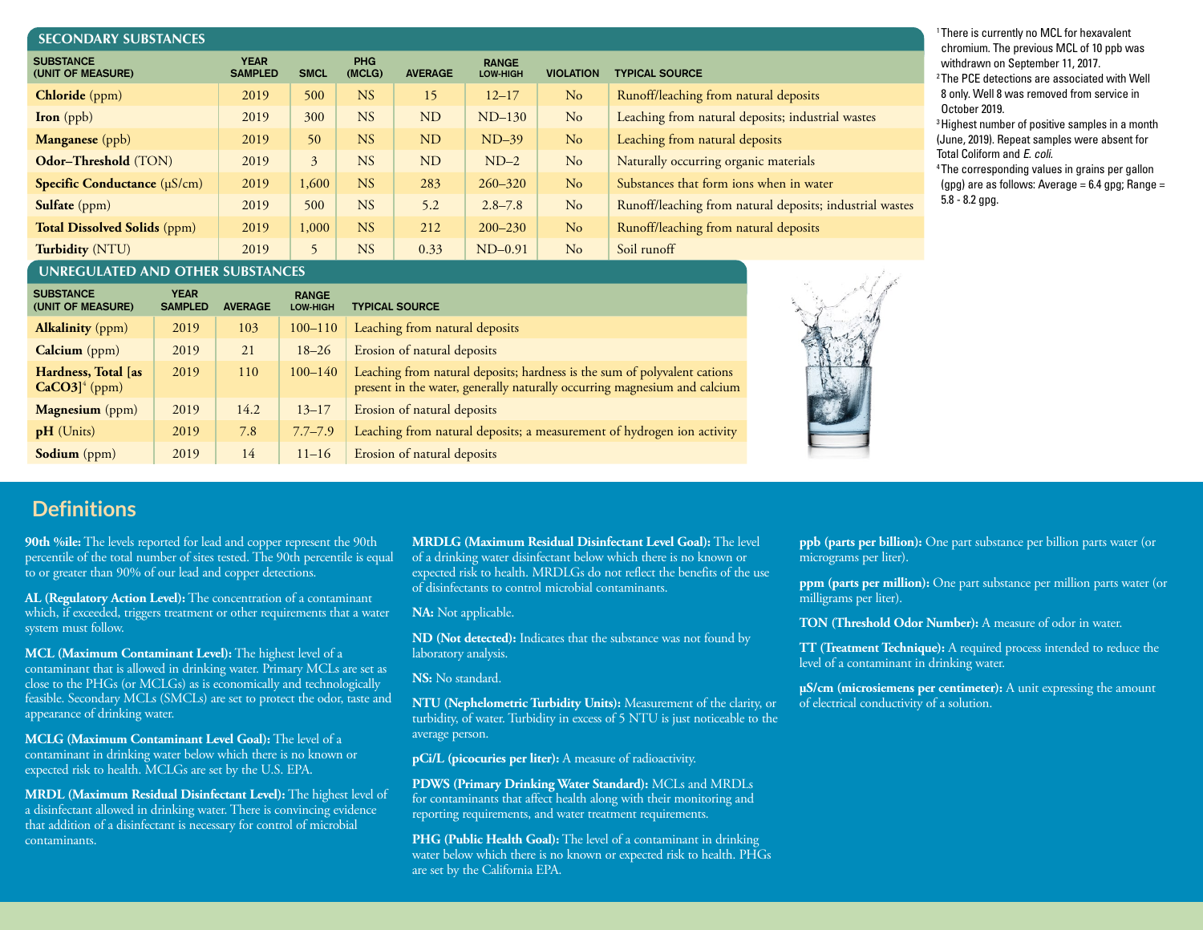## SECONDARY SUBSTANCES

| SUBSTANCE (UNIT OF MEASURE) | YEAR SAMPLED | SMCL | PHG (MCLG) | AVERAGE | RANGE LOW-HIGH | VIOLATION | TYPICAL SOURCE |
|---|---|---|---|---|---|---|---|
| **Chloride** (ppm) | 2019 | 500 | NS | 15 | 12–17 | No | Runoff/leaching from natural deposits |
| **Iron** (ppb) | 2019 | 300 | NS | ND | ND–130 | No | Leaching from natural deposits; industrial wastes |
| **Manganese** (ppb) | 2019 | 50 | NS | ND | ND–39 | No | Leaching from natural deposits |
| **Odor–Threshold** (TON) | 2019 | 3 | NS | ND | ND–2 | No | Naturally occurring organic materials |
| **Specific Conductance** (µS/cm) | 2019 | 1,600 | NS | 283 | 260–320 | No | Substances that form ions when in water |
| **Sulfate** (ppm) | 2019 | 500 | NS | 5.2 | 2.8–7.8 | No | Runoff/leaching from natural deposits; industrial wastes |
| **Total Dissolved Solids** (ppm) | 2019 | 1,000 | NS | 212 | 200–230 | No | Runoff/leaching from natural deposits |
| **Turbidity** (NTU) | 2019 | 5 | NS | 0.33 | ND–0.91 | No | Soil runoff |

## UNREGULATED AND OTHER SUBSTANCES

| SUBSTANCE (UNIT OF MEASURE) | YEAR SAMPLED | AVERAGE | RANGE LOW-HIGH | TYPICAL SOURCE |
|---|---|---|---|---|
| **Alkalinity** (ppm) | 2019 | 103 | 100–110 | Leaching from natural deposits |
| **Calcium** (ppm) | 2019 | 21 | 18–26 | Erosion of natural deposits |
| **Hardness, Total [as CaCO3]**[4] (ppm) | 2019 | 110 | 100–140 | Leaching from natural deposits; hardness is the sum of polyvalent cations present in the water, generally naturally occurring magnesium and calcium |
| **Magnesium** (ppm) | 2019 | 14.2 | 13–17 | Erosion of natural deposits |
| **pH** (Units) | 2019 | 7.8 | 7.7–7.9 | Leaching from natural deposits; a measurement of hydrogen ion activity |
| **Sodium** (ppm) | 2019 | 14 | 11–16 | Erosion of natural deposits |

[1] There is currently no MCL for hexavalent chromium. The previous MCL of 10 ppb was withdrawn on September 11, 2017.

[2] The PCE detections are associated with Well 8 only. Well 8 was removed from service in October 2019.

[3] Highest number of positive samples in a month (June, 2019). Repeat samples were absent for Total Coliform and *E. coli*.

[4] The corresponding values in grains per gallon (gpg) are as follows: Average = 6.4 gpg; Range = 5.8 - 8.2 gpg.

## Definitions

**90th %ile:** The levels reported for lead and copper represent the 90th percentile of the total number of sites tested. The 90th percentile is equal to or greater than 90% of our lead and copper detections.

**AL (Regulatory Action Level):** The concentration of a contaminant which, if exceeded, triggers treatment or other requirements that a water system must follow.

**MCL (Maximum Contaminant Level):** The highest level of a contaminant that is allowed in drinking water. Primary MCLs are set as close to the PHGs (or MCLGs) as is economically and technologically feasible. Secondary MCLs (SMCLs) are set to protect the odor, taste and appearance of drinking water.

**MCLG (Maximum Contaminant Level Goal):** The level of a contaminant in drinking water below which there is no known or expected risk to health. MCLGs are set by the U.S. EPA.

**MRDL (Maximum Residual Disinfectant Level):** The highest level of a disinfectant allowed in drinking water. There is convincing evidence that addition of a disinfectant is necessary for control of microbial contaminants.

**MRDLG (Maximum Residual Disinfectant Level Goal):** The level of a drinking water disinfectant below which there is no known or expected risk to health. MRDLGs do not reflect the benefits of the use of disinfectants to control microbial contaminants.

**NA:** Not applicable.

**ND (Not detected):** Indicates that the substance was not found by laboratory analysis.

**NS:** No standard.

**NTU (Nephelometric Turbidity Units):** Measurement of the clarity, or turbidity, of water. Turbidity in excess of 5 NTU is just noticeable to the average person.

**pCi/L (picocuries per liter):** A measure of radioactivity.

**PDWS (Primary Drinking Water Standard):** MCLs and MRDLs for contaminants that affect health along with their monitoring and reporting requirements, and water treatment requirements.

**PHG (Public Health Goal):** The level of a contaminant in drinking water below which there is no known or expected risk to health. PHGs are set by the California EPA.

**ppb (parts per billion):** One part substance per billion parts water (or micrograms per liter).

**ppm (parts per million):** One part substance per million parts water (or milligrams per liter).

**TON (Threshold Odor Number):** A measure of odor in water.

**TT (Treatment Technique):** A required process intended to reduce the level of a contaminant in drinking water.

**µS/cm (microsiemens per centimeter):** A unit expressing the amount of electrical conductivity of a solution.